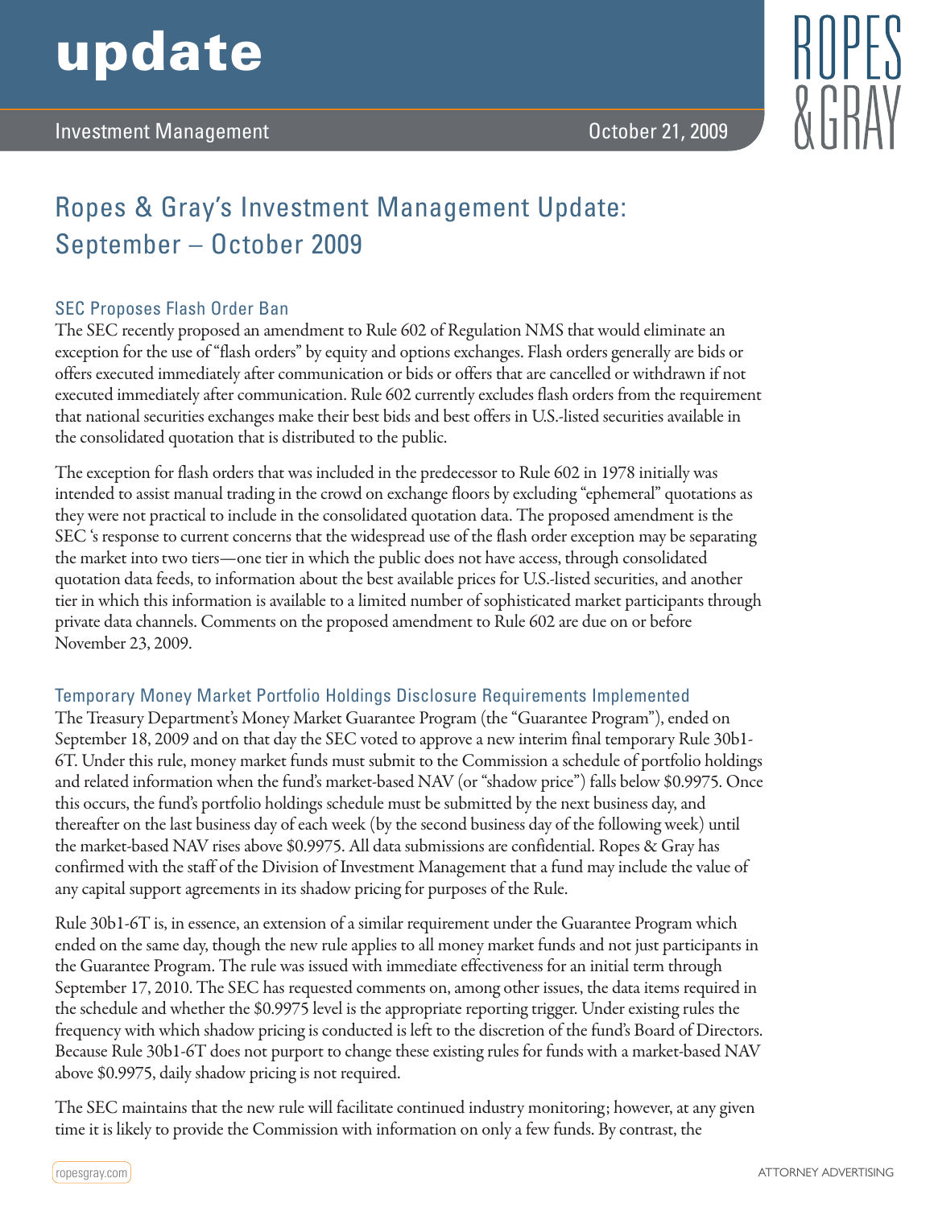update

Investment Management

October 21, 2009

# Ropes & Gray's Investment Management Update: September – October 2009

## SEC Proposes Flash Order Ban

The SEC recently proposed an amendment to Rule 602 of Regulation NMS that would eliminate an exception for the use of "flash orders" by equity and options exchanges. Flash orders generally are bids or offers executed immediately after communication or bids or offers that are cancelled or withdrawn if not executed immediately after communication. Rule 602 currently excludes flash orders from the requirement that national securities exchanges make their best bids and best offers in U.S.-listed securities available in the consolidated quotation that is distributed to the public.

The exception for flash orders that was included in the predecessor to Rule 602 in 1978 initially was intended to assist manual trading in the crowd on exchange floors by excluding "ephemeral" quotations as they were not practical to include in the consolidated quotation data. The proposed amendment is the SEC 's response to current concerns that the widespread use of the flash order exception may be separating the market into two tiers—one tier in which the public does not have access, through consolidated quotation data feeds, to information about the best available prices for U.S.-listed securities, and another tier in which this information is available to a limited number of sophisticated market participants through private data channels. Comments on the proposed amendment to Rule 602 are due on or before November 23, 2009.

## Temporary Money Market Portfolio Holdings Disclosure Requirements Implemented

The Treasury Department's Money Market Guarantee Program (the "Guarantee Program"), ended on September 18, 2009 and on that day the SEC voted to approve a new interim final temporary Rule 30b1-6T. Under this rule, money market funds must submit to the Commission a schedule of portfolio holdings and related information when the fund's market-based NAV (or "shadow price") falls below $0.9975. Once this occurs, the fund's portfolio holdings schedule must be submitted by the next business day, and thereafter on the last business day of each week (by the second business day of the following week) until the market-based NAV rises above $0.9975. All data submissions are confidential. Ropes & Gray has confirmed with the staff of the Division of Investment Management that a fund may include the value of any capital support agreements in its shadow pricing for purposes of the Rule.

Rule 30b1-6T is, in essence, an extension of a similar requirement under the Guarantee Program which ended on the same day, though the new rule applies to all money market funds and not just participants in the Guarantee Program. The rule was issued with immediate effectiveness for an initial term through September 17, 2010. The SEC has requested comments on, among other issues, the data items required in the schedule and whether the $0.9975 level is the appropriate reporting trigger. Under existing rules the frequency with which shadow pricing is conducted is left to the discretion of the fund's Board of Directors. Because Rule 30b1-6T does not purport to change these existing rules for funds with a market-based NAV above $0.9975, daily shadow pricing is not required.

The SEC maintains that the new rule will facilitate continued industry monitoring; however, at any given time it is likely to provide the Commission with information on only a few funds. By contrast, the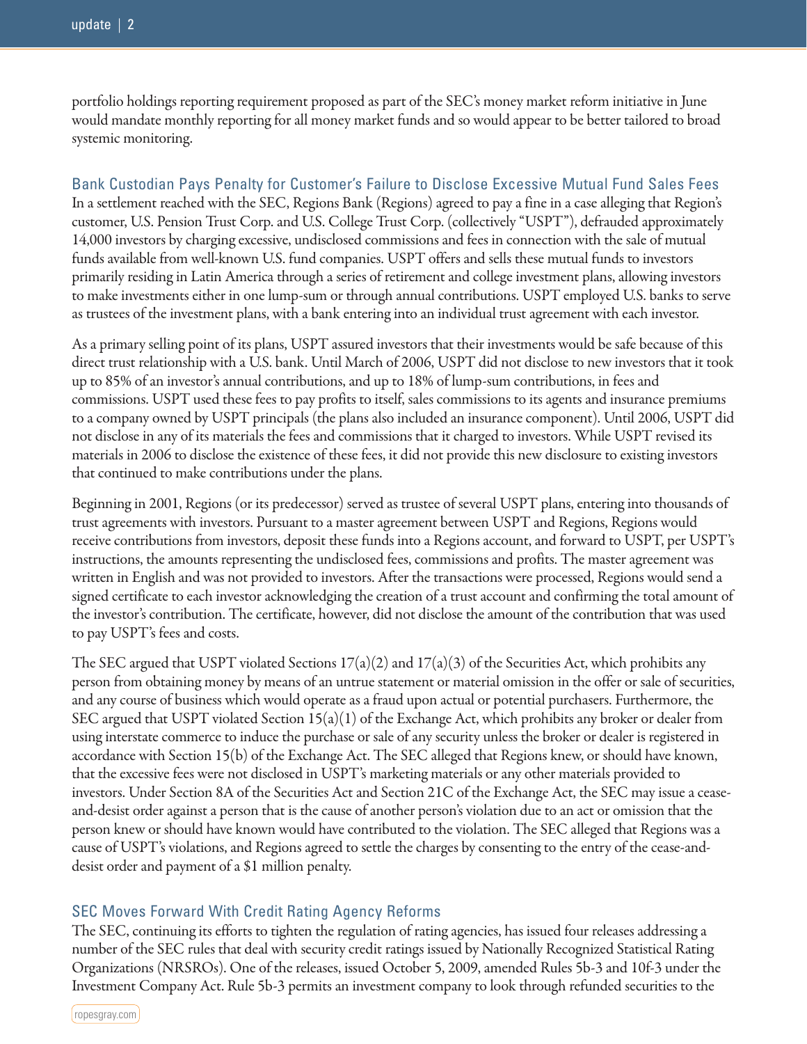portfolio holdings reporting requirement proposed as part of the SEC's money market reform initiative in June would mandate monthly reporting for all money market funds and so would appear to be better tailored to broad systemic monitoring.

## Bank Custodian Pays Penalty for Customer's Failure to Disclose Excessive Mutual Fund Sales Fees

In a settlement reached with the SEC, Regions Bank (Regions) agreed to pay a fine in a case alleging that Region's customer, U.S. Pension Trust Corp. and U.S. College Trust Corp. (collectively "USPT"), defrauded approximately 14,000 investors by charging excessive, undisclosed commissions and fees in connection with the sale of mutual funds available from well-known U.S. fund companies. USPT offers and sells these mutual funds to investors primarily residing in Latin America through a series of retirement and college investment plans, allowing investors to make investments either in one lump-sum or through annual contributions. USPT employed U.S. banks to serve as trustees of the investment plans, with a bank entering into an individual trust agreement with each investor.

As a primary selling point of its plans, USPT assured investors that their investments would be safe because of this direct trust relationship with a U.S. bank. Until March of 2006, USPT did not disclose to new investors that it took up to 85% of an investor's annual contributions, and up to 18% of lump-sum contributions, in fees and commissions. USPT used these fees to pay profits to itself, sales commissions to its agents and insurance premiums to a company owned by USPT principals (the plans also included an insurance component). Until 2006, USPT did not disclose in any of its materials the fees and commissions that it charged to investors. While USPT revised its materials in 2006 to disclose the existence of these fees, it did not provide this new disclosure to existing investors that continued to make contributions under the plans.

Beginning in 2001, Regions (or its predecessor) served as trustee of several USPT plans, entering into thousands of trust agreements with investors. Pursuant to a master agreement between USPT and Regions, Regions would receive contributions from investors, deposit these funds into a Regions account, and forward to USPT, per USPT's instructions, the amounts representing the undisclosed fees, commissions and profits. The master agreement was written in English and was not provided to investors. After the transactions were processed, Regions would send a signed certificate to each investor acknowledging the creation of a trust account and confirming the total amount of the investor's contribution. The certificate, however, did not disclose the amount of the contribution that was used to pay USPT's fees and costs.

The SEC argued that USPT violated Sections 17(a)(2) and 17(a)(3) of the Securities Act, which prohibits any person from obtaining money by means of an untrue statement or material omission in the offer or sale of securities, and any course of business which would operate as a fraud upon actual or potential purchasers. Furthermore, the SEC argued that USPT violated Section 15(a)(1) of the Exchange Act, which prohibits any broker or dealer from using interstate commerce to induce the purchase or sale of any security unless the broker or dealer is registered in accordance with Section 15(b) of the Exchange Act. The SEC alleged that Regions knew, or should have known, that the excessive fees were not disclosed in USPT's marketing materials or any other materials provided to investors. Under Section 8A of the Securities Act and Section 21C of the Exchange Act, the SEC may issue a cease-and-desist order against a person that is the cause of another person's violation due to an act or omission that the person knew or should have known would have contributed to the violation. The SEC alleged that Regions was a cause of USPT's violations, and Regions agreed to settle the charges by consenting to the entry of the cease-and-desist order and payment of a $1 million penalty.

## SEC Moves Forward With Credit Rating Agency Reforms

The SEC, continuing its efforts to tighten the regulation of rating agencies, has issued four releases addressing a number of the SEC rules that deal with security credit ratings issued by Nationally Recognized Statistical Rating Organizations (NRSROs). One of the releases, issued October 5, 2009, amended Rules 5b-3 and 10f-3 under the Investment Company Act. Rule 5b-3 permits an investment company to look through refunded securities to the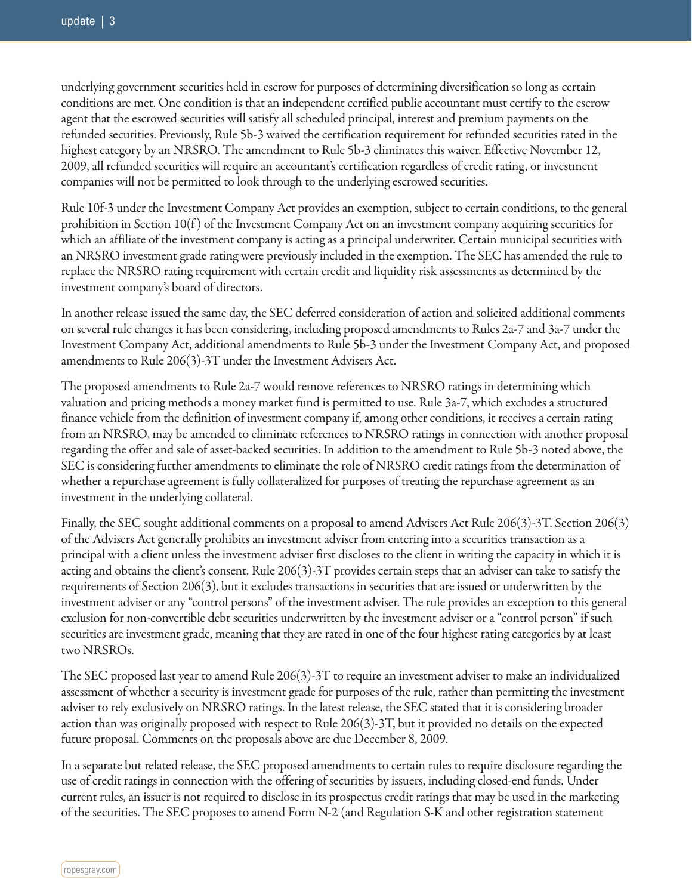underlying government securities held in escrow for purposes of determining diversification so long as certain conditions are met. One condition is that an independent certified public accountant must certify to the escrow agent that the escrowed securities will satisfy all scheduled principal, interest and premium payments on the refunded securities. Previously, Rule 5b-3 waived the certification requirement for refunded securities rated in the highest category by an NRSRO. The amendment to Rule 5b-3 eliminates this waiver. Effective November 12, 2009, all refunded securities will require an accountant's certification regardless of credit rating, or investment companies will not be permitted to look through to the underlying escrowed securities.

Rule 10f-3 under the Investment Company Act provides an exemption, subject to certain conditions, to the general prohibition in Section 10(f) of the Investment Company Act on an investment company acquiring securities for which an affiliate of the investment company is acting as a principal underwriter. Certain municipal securities with an NRSRO investment grade rating were previously included in the exemption. The SEC has amended the rule to replace the NRSRO rating requirement with certain credit and liquidity risk assessments as determined by the investment company's board of directors.

In another release issued the same day, the SEC deferred consideration of action and solicited additional comments on several rule changes it has been considering, including proposed amendments to Rules 2a-7 and 3a-7 under the Investment Company Act, additional amendments to Rule 5b-3 under the Investment Company Act, and proposed amendments to Rule 206(3)-3T under the Investment Advisers Act.

The proposed amendments to Rule 2a-7 would remove references to NRSRO ratings in determining which valuation and pricing methods a money market fund is permitted to use. Rule 3a-7, which excludes a structured finance vehicle from the definition of investment company if, among other conditions, it receives a certain rating from an NRSRO, may be amended to eliminate references to NRSRO ratings in connection with another proposal regarding the offer and sale of asset-backed securities. In addition to the amendment to Rule 5b-3 noted above, the SEC is considering further amendments to eliminate the role of NRSRO credit ratings from the determination of whether a repurchase agreement is fully collateralized for purposes of treating the repurchase agreement as an investment in the underlying collateral.

Finally, the SEC sought additional comments on a proposal to amend Advisers Act Rule 206(3)-3T. Section 206(3) of the Advisers Act generally prohibits an investment adviser from entering into a securities transaction as a principal with a client unless the investment adviser first discloses to the client in writing the capacity in which it is acting and obtains the client's consent. Rule 206(3)-3T provides certain steps that an adviser can take to satisfy the requirements of Section 206(3), but it excludes transactions in securities that are issued or underwritten by the investment adviser or any "control persons" of the investment adviser. The rule provides an exception to this general exclusion for non-convertible debt securities underwritten by the investment adviser or a "control person" if such securities are investment grade, meaning that they are rated in one of the four highest rating categories by at least two NRSROs.

The SEC proposed last year to amend Rule 206(3)-3T to require an investment adviser to make an individualized assessment of whether a security is investment grade for purposes of the rule, rather than permitting the investment adviser to rely exclusively on NRSRO ratings. In the latest release, the SEC stated that it is considering broader action than was originally proposed with respect to Rule 206(3)-3T, but it provided no details on the expected future proposal. Comments on the proposals above are due December 8, 2009.

In a separate but related release, the SEC proposed amendments to certain rules to require disclosure regarding the use of credit ratings in connection with the offering of securities by issuers, including closed-end funds. Under current rules, an issuer is not required to disclose in its prospectus credit ratings that may be used in the marketing of the securities. The SEC proposes to amend Form N-2 (and Regulation S-K and other registration statement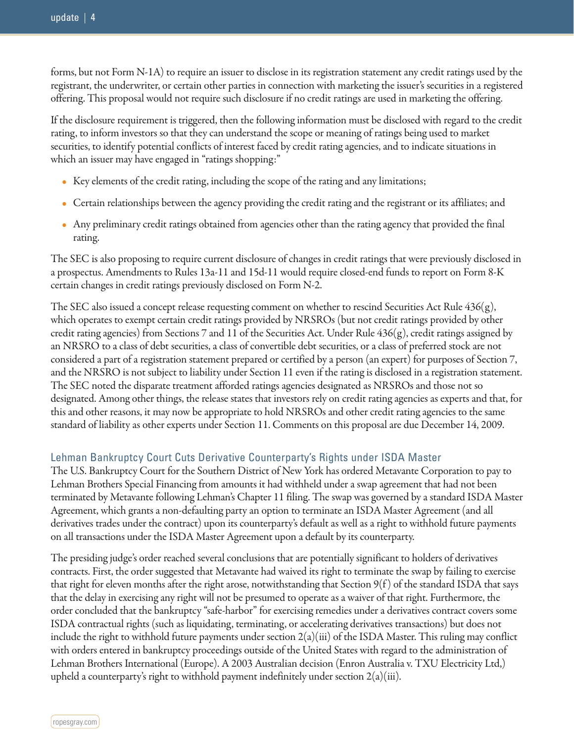forms, but not Form N-1A) to require an issuer to disclose in its registration statement any credit ratings used by the registrant, the underwriter, or certain other parties in connection with marketing the issuer's securities in a registered offering. This proposal would not require such disclosure if no credit ratings are used in marketing the offering.

If the disclosure requirement is triggered, then the following information must be disclosed with regard to the credit rating, to inform investors so that they can understand the scope or meaning of ratings being used to market securities, to identify potential conflicts of interest faced by credit rating agencies, and to indicate situations in which an issuer may have engaged in "ratings shopping:"

- Key elements of the credit rating, including the scope of the rating and any limitations;
- Certain relationships between the agency providing the credit rating and the registrant or its affiliates; and
- Any preliminary credit ratings obtained from agencies other than the rating agency that provided the final rating.

The SEC is also proposing to require current disclosure of changes in credit ratings that were previously disclosed in a prospectus. Amendments to Rules 13a-11 and 15d-11 would require closed-end funds to report on Form 8-K certain changes in credit ratings previously disclosed on Form N-2.

The SEC also issued a concept release requesting comment on whether to rescind Securities Act Rule 436(g), which operates to exempt certain credit ratings provided by NRSROs (but not credit ratings provided by other credit rating agencies) from Sections 7 and 11 of the Securities Act. Under Rule 436(g), credit ratings assigned by an NRSRO to a class of debt securities, a class of convertible debt securities, or a class of preferred stock are not considered a part of a registration statement prepared or certified by a person (an expert) for purposes of Section 7, and the NRSRO is not subject to liability under Section 11 even if the rating is disclosed in a registration statement. The SEC noted the disparate treatment afforded ratings agencies designated as NRSROs and those not so designated. Among other things, the release states that investors rely on credit rating agencies as experts and that, for this and other reasons, it may now be appropriate to hold NRSROs and other credit rating agencies to the same standard of liability as other experts under Section 11. Comments on this proposal are due December 14, 2009.

## Lehman Bankruptcy Court Cuts Derivative Counterparty's Rights under ISDA Master

The U.S. Bankruptcy Court for the Southern District of New York has ordered Metavante Corporation to pay to Lehman Brothers Special Financing from amounts it had withheld under a swap agreement that had not been terminated by Metavante following Lehman's Chapter 11 filing. The swap was governed by a standard ISDA Master Agreement, which grants a non-defaulting party an option to terminate an ISDA Master Agreement (and all derivatives trades under the contract) upon its counterparty's default as well as a right to withhold future payments on all transactions under the ISDA Master Agreement upon a default by its counterparty.

The presiding judge's order reached several conclusions that are potentially significant to holders of derivatives contracts. First, the order suggested that Metavante had waived its right to terminate the swap by failing to exercise that right for eleven months after the right arose, notwithstanding that Section 9(f) of the standard ISDA that says that the delay in exercising any right will not be presumed to operate as a waiver of that right. Furthermore, the order concluded that the bankruptcy "safe-harbor" for exercising remedies under a derivatives contract covers some ISDA contractual rights (such as liquidating, terminating, or accelerating derivatives transactions) but does not include the right to withhold future payments under section 2(a)(iii) of the ISDA Master. This ruling may conflict with orders entered in bankruptcy proceedings outside of the United States with regard to the administration of Lehman Brothers International (Europe). A 2003 Australian decision (Enron Australia v. TXU Electricity Ltd,) upheld a counterparty's right to withhold payment indefinitely under section 2(a)(iii).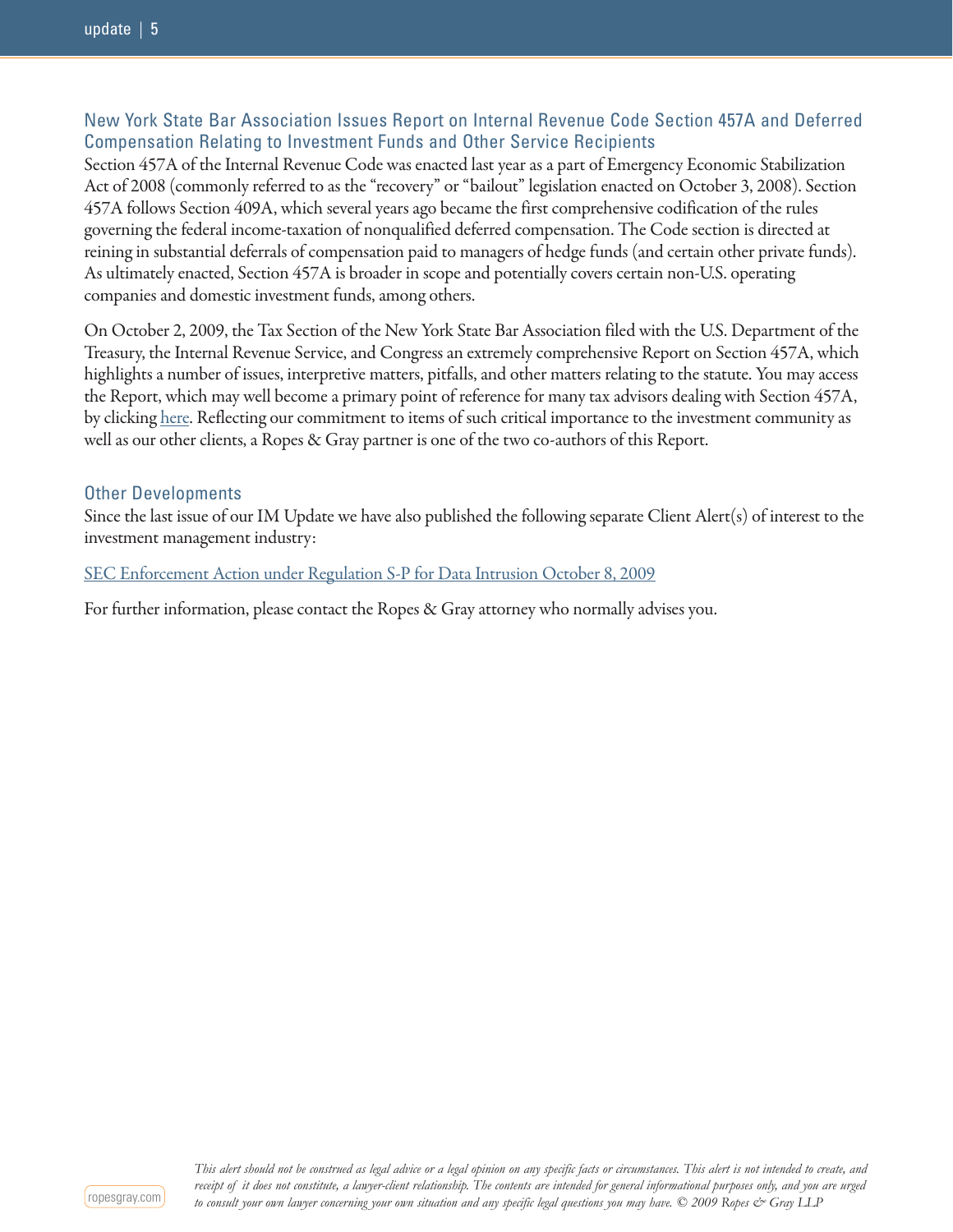## New York State Bar Association Issues Report on Internal Revenue Code Section 457A and Deferred Compensation Relating to Investment Funds and Other Service Recipients

Section 457A of the Internal Revenue Code was enacted last year as a part of Emergency Economic Stabilization Act of 2008 (commonly referred to as the "recovery" or "bailout" legislation enacted on October 3, 2008). Section 457A follows Section 409A, which several years ago became the first comprehensive codification of the rules governing the federal income-taxation of nonqualified deferred compensation. The Code section is directed at reining in substantial deferrals of compensation paid to managers of hedge funds (and certain other private funds). As ultimately enacted, Section 457A is broader in scope and potentially covers certain non-U.S. operating companies and domestic investment funds, among others.

On October 2, 2009, the Tax Section of the New York State Bar Association filed with the U.S. Department of the Treasury, the Internal Revenue Service, and Congress an extremely comprehensive Report on Section 457A, which highlights a number of issues, interpretive matters, pitfalls, and other matters relating to the statute. You may access the Report, which may well become a primary point of reference for many tax advisors dealing with Section 457A, by clicking here. Reflecting our commitment to items of such critical importance to the investment community as well as our other clients, a Ropes & Gray partner is one of the two co-authors of this Report.

## Other Developments

Since the last issue of our IM Update we have also published the following separate Client Alert(s) of interest to the investment management industry:

SEC Enforcement Action under Regulation S-P for Data Intrusion October 8, 2009

For further information, please contact the Ropes & Gray attorney who normally advises you.

*This alert should not be construed as legal advice or a legal opinion on any specific facts or circumstances. This alert is not intended to create, and receipt of it does not constitute, a lawyer-client relationship. The contents are intended for general informational purposes only, and you are urged to consult your own lawyer concerning your own situation and any specific legal questions you may have. © 2009 Ropes & Gray LLP*